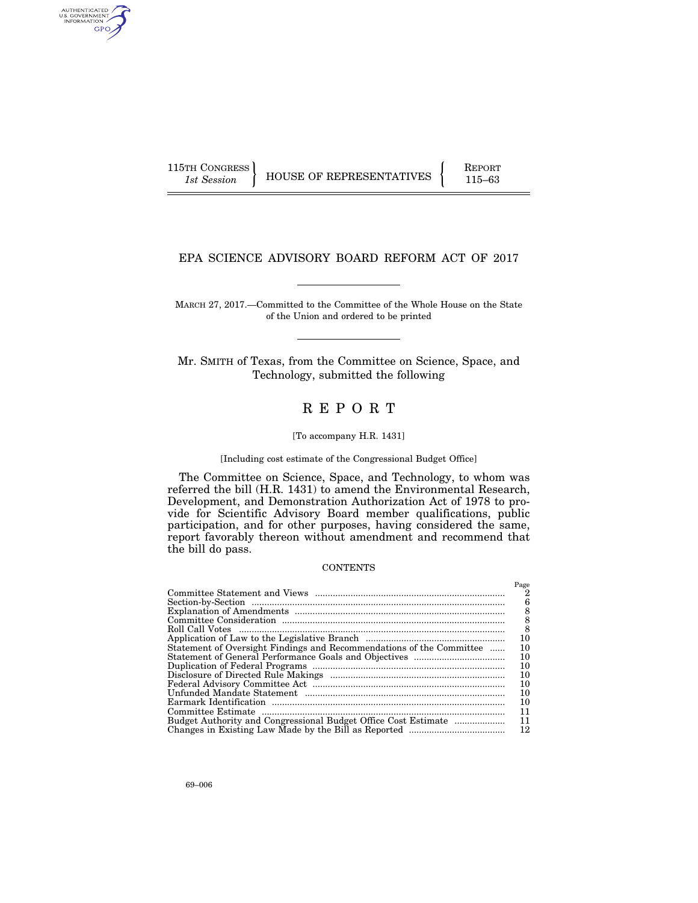115TH CONGRESS
*1st Session*

HOUSE OF REPRESENTATIVES

REPORT
115–63

# EPA SCIENCE ADVISORY BOARD REFORM ACT OF 2017

MARCH 27, 2017.—Committed to the Committee of the Whole House on the State of the Union and ordered to be printed

Mr. SMITH of Texas, from the Committee on Science, Space, and Technology, submitted the following

# R E P O R T

[To accompany H.R. 1431]

[Including cost estimate of the Congressional Budget Office]

The Committee on Science, Space, and Technology, to whom was referred the bill (H.R. 1431) to amend the Environmental Research, Development, and Demonstration Authorization Act of 1978 to provide for Scientific Advisory Board member qualifications, public participation, and for other purposes, having considered the same, report favorably thereon without amendment and recommend that the bill do pass.

## CONTENTS

| | Page |
|---|---|
| Committee Statement and Views | 2 |
| Section-by-Section | 6 |
| Explanation of Amendments | 8 |
| Committee Consideration | 8 |
| Roll Call Votes | 8 |
| Application of Law to the Legislative Branch | 10 |
| Statement of Oversight Findings and Recommendations of the Committee | 10 |
| Statement of General Performance Goals and Objectives | 10 |
| Duplication of Federal Programs | 10 |
| Disclosure of Directed Rule Makings | 10 |
| Federal Advisory Committee Act | 10 |
| Unfunded Mandate Statement | 10 |
| Earmark Identification | 10 |
| Committee Estimate | 11 |
| Budget Authority and Congressional Budget Office Cost Estimate | 11 |
| Changes in Existing Law Made by the Bill as Reported | 12 |

69–006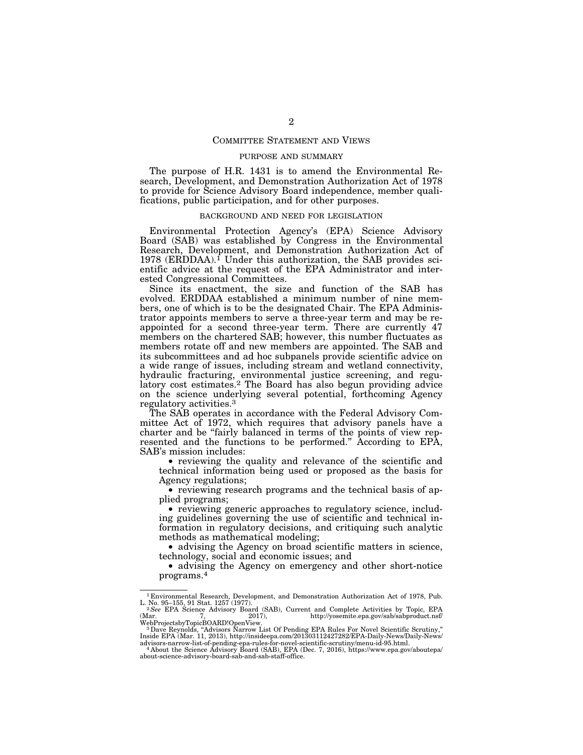## COMMITTEE STATEMENT AND VIEWS

### PURPOSE AND SUMMARY

The purpose of H.R. 1431 is to amend the Environmental Research, Development, and Demonstration Authorization Act of 1978 to provide for Science Advisory Board independence, member qualifications, public participation, and for other purposes.

### BACKGROUND AND NEED FOR LEGISLATION

Environmental Protection Agency's (EPA) Science Advisory Board (SAB) was established by Congress in the Environmental Research, Development, and Demonstration Authorization Act of 1978 (ERDDAA).[1] Under this authorization, the SAB provides scientific advice at the request of the EPA Administrator and interested Congressional Committees.

Since its enactment, the size and function of the SAB has evolved. ERDDAA established a minimum number of nine members, one of which is to be the designated Chair. The EPA Administrator appoints members to serve a three-year term and may be reappointed for a second three-year term. There are currently 47 members on the chartered SAB; however, this number fluctuates as members rotate off and new members are appointed. The SAB and its subcommittees and ad hoc subpanels provide scientific advice on a wide range of issues, including stream and wetland connectivity, hydraulic fracturing, environmental justice screening, and regulatory cost estimates.[2] The Board has also begun providing advice on the science underlying several potential, forthcoming Agency regulatory activities.[3]

The SAB operates in accordance with the Federal Advisory Committee Act of 1972, which requires that advisory panels have a charter and be "fairly balanced in terms of the points of view represented and the functions to be performed." According to EPA, SAB's mission includes:

- reviewing the quality and relevance of the scientific and technical information being used or proposed as the basis for Agency regulations;
- reviewing research programs and the technical basis of applied programs;
- reviewing generic approaches to regulatory science, including guidelines governing the use of scientific and technical information in regulatory decisions, and critiquing such analytic methods as mathematical modeling;
- advising the Agency on broad scientific matters in science, technology, social and economic issues; and
- advising the Agency on emergency and other short-notice programs.[4]

---

[1] Environmental Research, Development, and Demonstration Authorization Act of 1978, Pub. L. No. 95–155, 91 Stat. 1257 (1977).

[2] *See* EPA Science Advisory Board (SAB), Current and Complete Activities by Topic, EPA (Mar. 7, 2017), http://yosemite.epa.gov/sab/sabproduct.nsf/WebProjectsbyTopicBOARD!OpenView.

[3] Dave Reynolds, "Advisors Narrow List Of Pending EPA Rules For Novel Scientific Scrutiny," Inside EPA (Mar. 11, 2013), http://insideepa.com/201303112427282/EPA-Daily-News/Daily-News/advisors-narrow-list-of-pending-epa-rules-for-novel-scientific-scrutiny/menu-id-95.html.

[4] About the Science Advisory Board (SAB), EPA (Dec. 7, 2016), https://www.epa.gov/aboutepa/about-science-advisory-board-sab-and-sab-staff-office.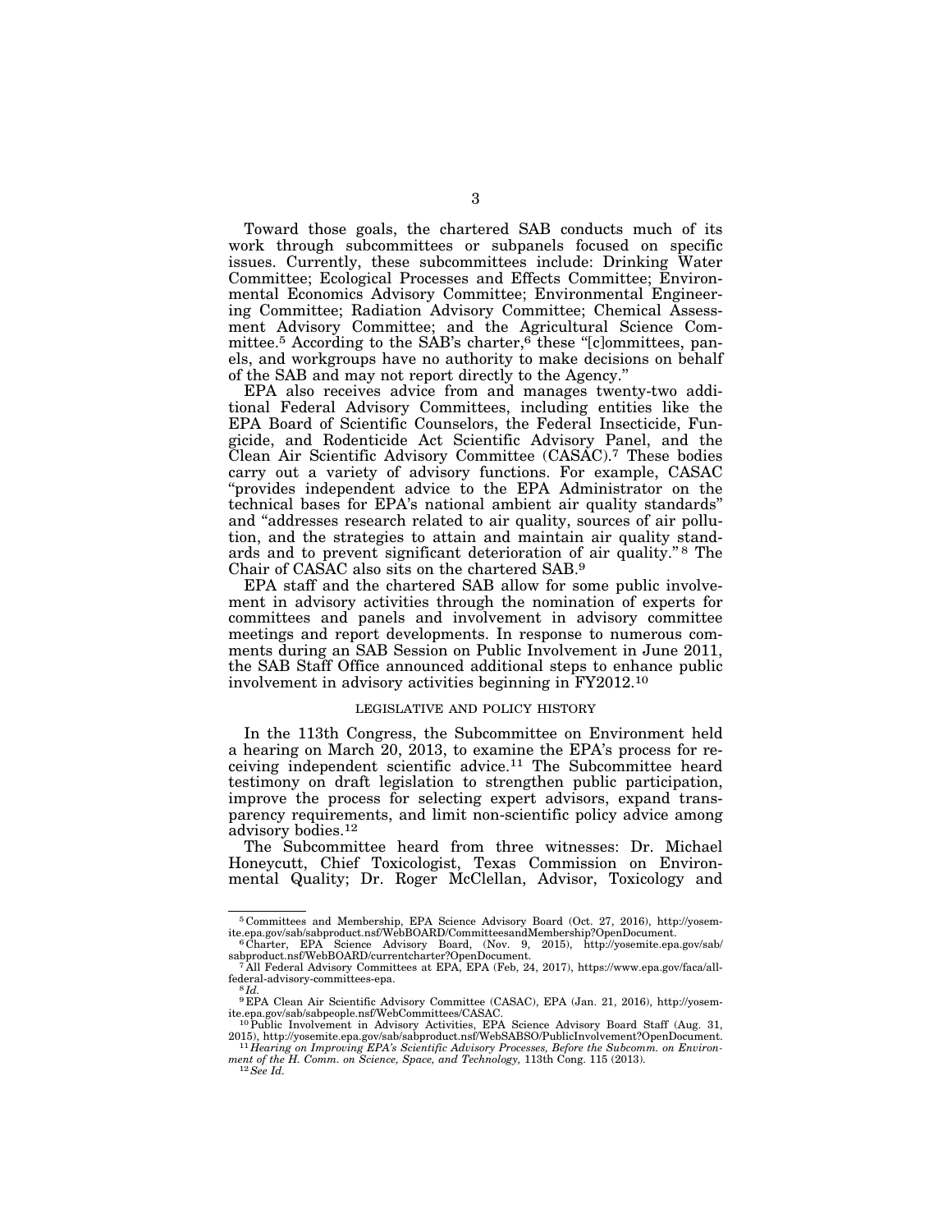Toward those goals, the chartered SAB conducts much of its work through subcommittees or subpanels focused on specific issues. Currently, these subcommittees include: Drinking Water Committee; Ecological Processes and Effects Committee; Environmental Economics Advisory Committee; Environmental Engineering Committee; Radiation Advisory Committee; Chemical Assessment Advisory Committee; and the Agricultural Science Committee.[5] According to the SAB's charter,[6] these "[c]ommittees, panels, and workgroups have no authority to make decisions on behalf of the SAB and may not report directly to the Agency."

EPA also receives advice from and manages twenty-two additional Federal Advisory Committees, including entities like the EPA Board of Scientific Counselors, the Federal Insecticide, Fungicide, and Rodenticide Act Scientific Advisory Panel, and the Clean Air Scientific Advisory Committee (CASAC).[7] These bodies carry out a variety of advisory functions. For example, CASAC "provides independent advice to the EPA Administrator on the technical bases for EPA's national ambient air quality standards" and "addresses research related to air quality, sources of air pollution, and the strategies to attain and maintain air quality standards and to prevent significant deterioration of air quality."[8] The Chair of CASAC also sits on the chartered SAB.[9]

EPA staff and the chartered SAB allow for some public involvement in advisory activities through the nomination of experts for committees and panels and involvement in advisory committee meetings and report developments. In response to numerous comments during an SAB Session on Public Involvement in June 2011, the SAB Staff Office announced additional steps to enhance public involvement in advisory activities beginning in FY2012.[10]

## LEGISLATIVE AND POLICY HISTORY

In the 113th Congress, the Subcommittee on Environment held a hearing on March 20, 2013, to examine the EPA's process for receiving independent scientific advice.[11] The Subcommittee heard testimony on draft legislation to strengthen public participation, improve the process for selecting expert advisors, expand transparency requirements, and limit non-scientific policy advice among advisory bodies.[12]

The Subcommittee heard from three witnesses: Dr. Michael Honeycutt, Chief Toxicologist, Texas Commission on Environmental Quality; Dr. Roger McClellan, Advisor, Toxicology and

---

[5] Committees and Membership, EPA Science Advisory Board (Oct. 27, 2016), http://yosemite.epa.gov/sab/sabproduct.nsf/WebBOARD/CommitteesandMembership?OpenDocument.

[6] Charter, EPA Science Advisory Board, (Nov. 9, 2015), http://yosemite.epa.gov/sab/sabproduct.nsf/WebBOARD/currentcharter?OpenDocument.

[7] All Federal Advisory Committees at EPA, EPA (Feb, 24, 2017), https://www.epa.gov/faca/all-federal-advisory-committees-epa.

[8] *Id.*

[9] EPA Clean Air Scientific Advisory Committee (CASAC), EPA (Jan. 21, 2016), http://yosemite.epa.gov/sab/sabpeople.nsf/WebCommittees/CASAC.

[10] Public Involvement in Advisory Activities, EPA Science Advisory Board Staff (Aug. 31, 2015), http://yosemite.epa.gov/sab/sabproduct.nsf/WebSABSO/PublicInvolvement?OpenDocument.

[11] *Hearing on Improving EPA's Scientific Advisory Processes, Before the Subcomm. on Environment of the H. Comm. on Science, Space, and Technology,* 113th Cong. 115 (2013).

[12] *See Id.*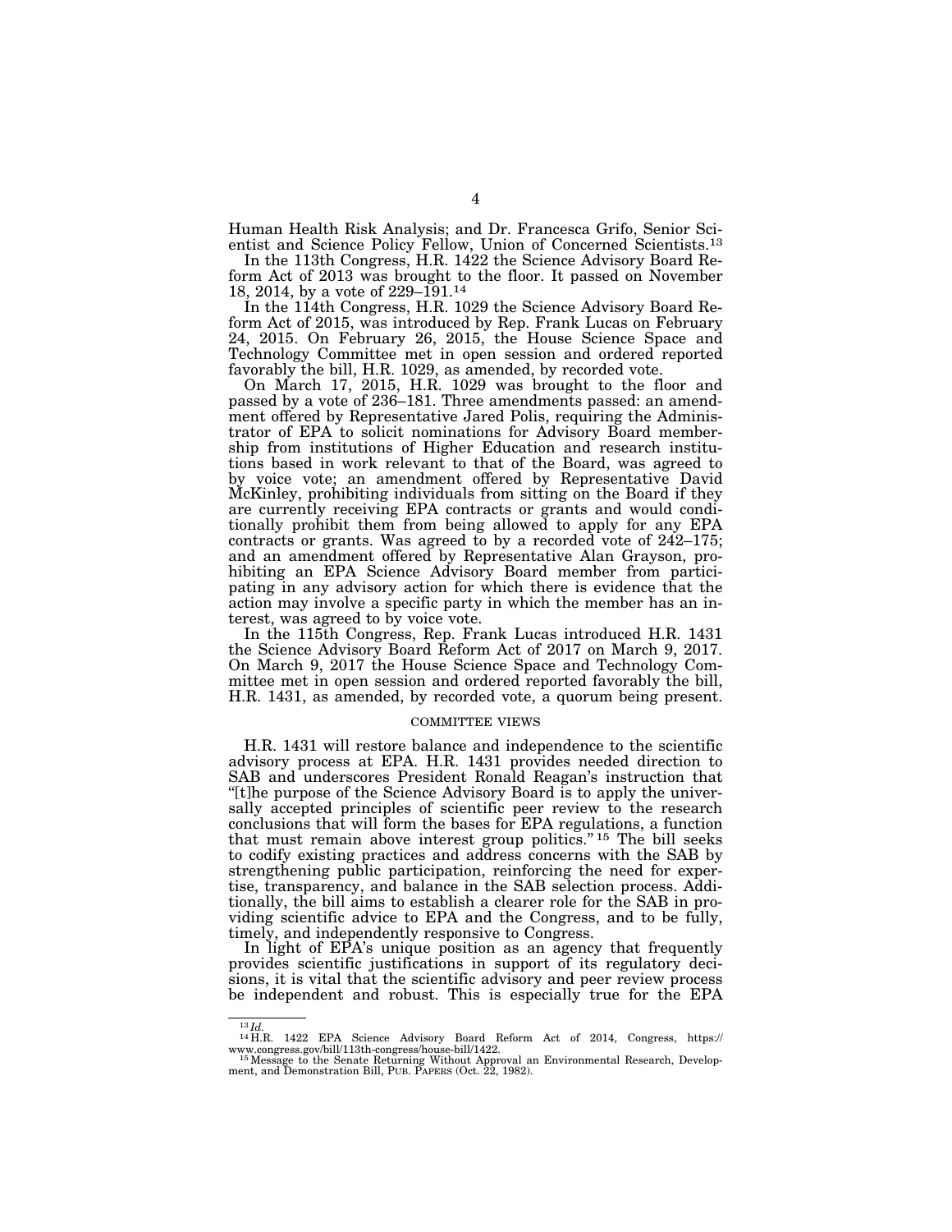Human Health Risk Analysis; and Dr. Francesca Grifo, Senior Scientist and Science Policy Fellow, Union of Concerned Scientists.[13]

In the 113th Congress, H.R. 1422 the Science Advisory Board Reform Act of 2013 was brought to the floor. It passed on November 18, 2014, by a vote of 229–191.[14]

In the 114th Congress, H.R. 1029 the Science Advisory Board Reform Act of 2015, was introduced by Rep. Frank Lucas on February 24, 2015. On February 26, 2015, the House Science Space and Technology Committee met in open session and ordered reported favorably the bill, H.R. 1029, as amended, by recorded vote.

On March 17, 2015, H.R. 1029 was brought to the floor and passed by a vote of 236–181. Three amendments passed: an amendment offered by Representative Jared Polis, requiring the Administrator of EPA to solicit nominations for Advisory Board membership from institutions of Higher Education and research institutions based in work relevant to that of the Board, was agreed to by voice vote; an amendment offered by Representative David McKinley, prohibiting individuals from sitting on the Board if they are currently receiving EPA contracts or grants and would conditionally prohibit them from being allowed to apply for any EPA contracts or grants. Was agreed to by a recorded vote of 242–175; and an amendment offered by Representative Alan Grayson, prohibiting an EPA Science Advisory Board member from participating in any advisory action for which there is evidence that the action may involve a specific party in which the member has an interest, was agreed to by voice vote.

In the 115th Congress, Rep. Frank Lucas introduced H.R. 1431 the Science Advisory Board Reform Act of 2017 on March 9, 2017. On March 9, 2017 the House Science Space and Technology Committee met in open session and ordered reported favorably the bill, H.R. 1431, as amended, by recorded vote, a quorum being present.

## COMMITTEE VIEWS

H.R. 1431 will restore balance and independence to the scientific advisory process at EPA. H.R. 1431 provides needed direction to SAB and underscores President Ronald Reagan's instruction that "[t]he purpose of the Science Advisory Board is to apply the universally accepted principles of scientific peer review to the research conclusions that will form the bases for EPA regulations, a function that must remain above interest group politics."[15] The bill seeks to codify existing practices and address concerns with the SAB by strengthening public participation, reinforcing the need for expertise, transparency, and balance in the SAB selection process. Additionally, the bill aims to establish a clearer role for the SAB in providing scientific advice to EPA and the Congress, and to be fully, timely, and independently responsive to Congress.

In light of EPA's unique position as an agency that frequently provides scientific justifications in support of its regulatory decisions, it is vital that the scientific advisory and peer review process be independent and robust. This is especially true for the EPA

---

[13] *Id.*

[14] H.R. 1422 EPA Science Advisory Board Reform Act of 2014, Congress, https://www.congress.gov/bill/113th-congress/house-bill/1422.

[15] Message to the Senate Returning Without Approval an Environmental Research, Development, and Demonstration Bill, PUB. PAPERS (Oct. 22, 1982).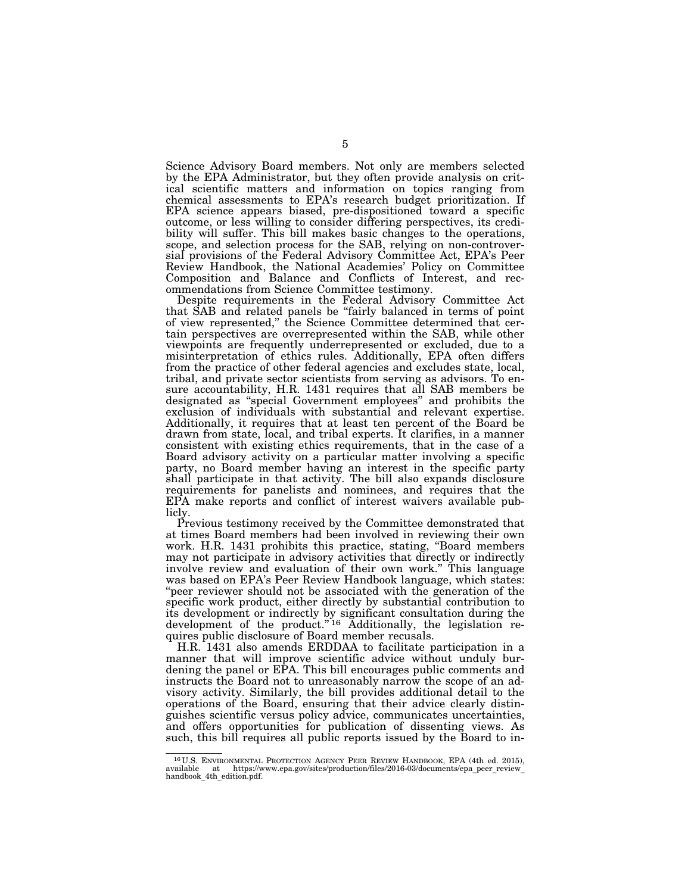Science Advisory Board members. Not only are members selected by the EPA Administrator, but they often provide analysis on critical scientific matters and information on topics ranging from chemical assessments to EPA's research budget prioritization. If EPA science appears biased, pre-dispositioned toward a specific outcome, or less willing to consider differing perspectives, its credibility will suffer. This bill makes basic changes to the operations, scope, and selection process for the SAB, relying on non-controversial provisions of the Federal Advisory Committee Act, EPA's Peer Review Handbook, the National Academies' Policy on Committee Composition and Balance and Conflicts of Interest, and recommendations from Science Committee testimony.

Despite requirements in the Federal Advisory Committee Act that SAB and related panels be "fairly balanced in terms of point of view represented," the Science Committee determined that certain perspectives are overrepresented within the SAB, while other viewpoints are frequently underrepresented or excluded, due to a misinterpretation of ethics rules. Additionally, EPA often differs from the practice of other federal agencies and excludes state, local, tribal, and private sector scientists from serving as advisors. To ensure accountability, H.R. 1431 requires that all SAB members be designated as "special Government employees" and prohibits the exclusion of individuals with substantial and relevant expertise. Additionally, it requires that at least ten percent of the Board be drawn from state, local, and tribal experts. It clarifies, in a manner consistent with existing ethics requirements, that in the case of a Board advisory activity on a particular matter involving a specific party, no Board member having an interest in the specific party shall participate in that activity. The bill also expands disclosure requirements for panelists and nominees, and requires that the EPA make reports and conflict of interest waivers available publicly.

Previous testimony received by the Committee demonstrated that at times Board members had been involved in reviewing their own work. H.R. 1431 prohibits this practice, stating, "Board members may not participate in advisory activities that directly or indirectly involve review and evaluation of their own work." This language was based on EPA's Peer Review Handbook language, which states: "peer reviewer should not be associated with the generation of the specific work product, either directly by substantial contribution to its development or indirectly by significant consultation during the development of the product."[16] Additionally, the legislation requires public disclosure of Board member recusals.

H.R. 1431 also amends ERDDAA to facilitate participation in a manner that will improve scientific advice without unduly burdening the panel or EPA. This bill encourages public comments and instructs the Board not to unreasonably narrow the scope of an advisory activity. Similarly, the bill provides additional detail to the operations of the Board, ensuring that their advice clearly distinguishes scientific versus policy advice, communicates uncertainties, and offers opportunities for publication of dissenting views. As such, this bill requires all public reports issued by the Board to in-

---

[16] U.S. ENVIRONMENTAL PROTECTION AGENCY PEER REVIEW HANDBOOK, EPA (4th ed. 2015), available at https://www.epa.gov/sites/production/files/2016-03/documents/epa_peer_review_handbook_4th_edition.pdf.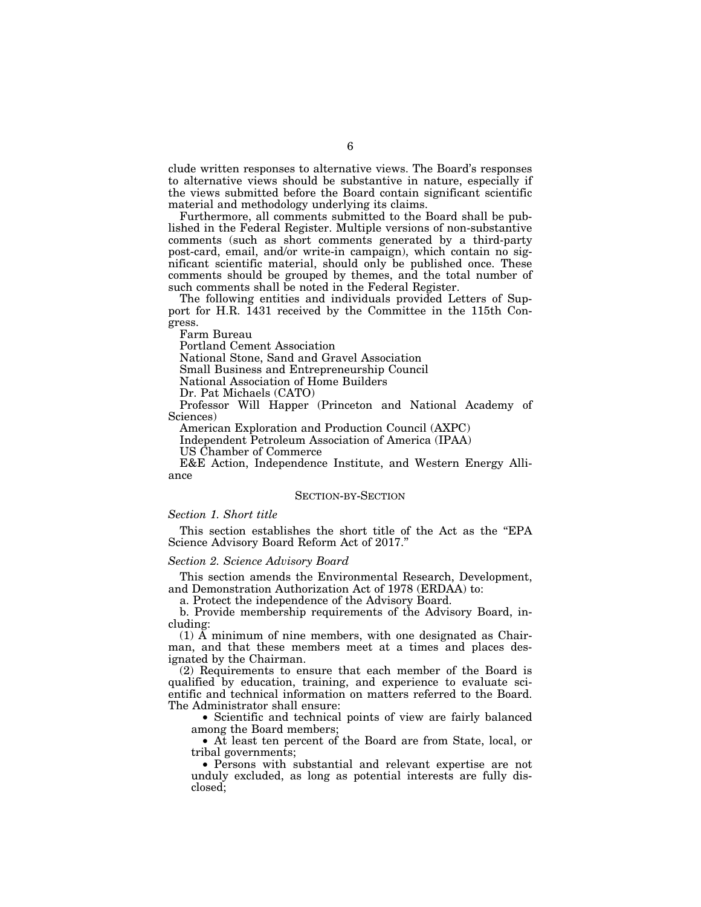clude written responses to alternative views. The Board's responses to alternative views should be substantive in nature, especially if the views submitted before the Board contain significant scientific material and methodology underlying its claims.

Furthermore, all comments submitted to the Board shall be published in the Federal Register. Multiple versions of non-substantive comments (such as short comments generated by a third-party post-card, email, and/or write-in campaign), which contain no significant scientific material, should only be published once. These comments should be grouped by themes, and the total number of such comments shall be noted in the Federal Register.

The following entities and individuals provided Letters of Support for H.R. 1431 received by the Committee in the 115th Congress.

Farm Bureau
Portland Cement Association
National Stone, Sand and Gravel Association
Small Business and Entrepreneurship Council
National Association of Home Builders
Dr. Pat Michaels (CATO)
Professor Will Happer (Princeton and National Academy of Sciences)
American Exploration and Production Council (AXPC)
Independent Petroleum Association of America (IPAA)
US Chamber of Commerce
E&E Action, Independence Institute, and Western Energy Alliance

## SECTION-BY-SECTION

### *Section 1. Short title*

This section establishes the short title of the Act as the "EPA Science Advisory Board Reform Act of 2017."

### *Section 2. Science Advisory Board*

This section amends the Environmental Research, Development, and Demonstration Authorization Act of 1978 (ERDAA) to:

a. Protect the independence of the Advisory Board.

b. Provide membership requirements of the Advisory Board, including:

(1) A minimum of nine members, with one designated as Chairman, and that these members meet at a times and places designated by the Chairman.

(2) Requirements to ensure that each member of the Board is qualified by education, training, and experience to evaluate scientific and technical information on matters referred to the Board. The Administrator shall ensure:

- Scientific and technical points of view are fairly balanced among the Board members;
- At least ten percent of the Board are from State, local, or tribal governments;
- Persons with substantial and relevant expertise are not unduly excluded, as long as potential interests are fully disclosed;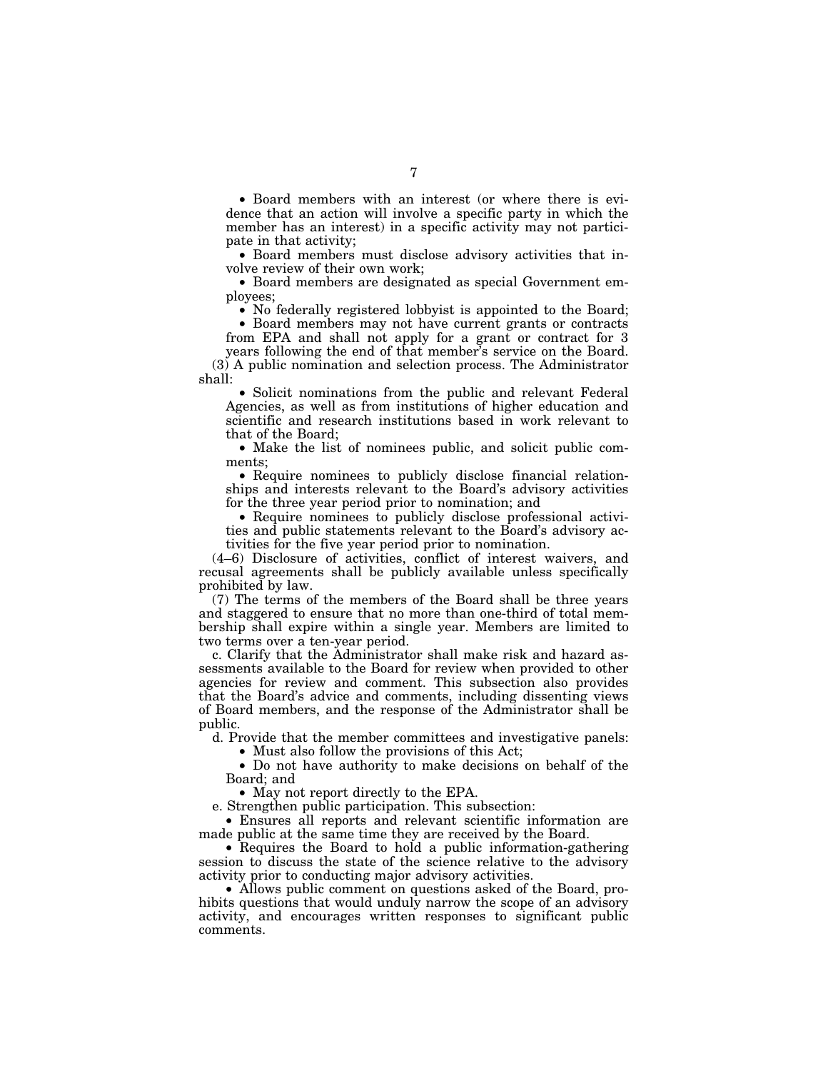- Board members with an interest (or where there is evidence that an action will involve a specific party in which the member has an interest) in a specific activity may not participate in that activity;
- Board members must disclose advisory activities that involve review of their own work;
- Board members are designated as special Government employees;
- No federally registered lobbyist is appointed to the Board;
- Board members may not have current grants or contracts from EPA and shall not apply for a grant or contract for 3 years following the end of that member's service on the Board.

(3) A public nomination and selection process. The Administrator shall:

- Solicit nominations from the public and relevant Federal Agencies, as well as from institutions of higher education and scientific and research institutions based in work relevant to that of the Board;
- Make the list of nominees public, and solicit public comments;
- Require nominees to publicly disclose financial relationships and interests relevant to the Board's advisory activities for the three year period prior to nomination; and
- Require nominees to publicly disclose professional activities and public statements relevant to the Board's advisory activities for the five year period prior to nomination.

(4–6) Disclosure of activities, conflict of interest waivers, and recusal agreements shall be publicly available unless specifically prohibited by law.

(7) The terms of the members of the Board shall be three years and staggered to ensure that no more than one-third of total membership shall expire within a single year. Members are limited to two terms over a ten-year period.

c. Clarify that the Administrator shall make risk and hazard assessments available to the Board for review when provided to other agencies for review and comment. This subsection also provides that the Board's advice and comments, including dissenting views of Board members, and the response of the Administrator shall be public.

d. Provide that the member committees and investigative panels:

- Must also follow the provisions of this Act;
- Do not have authority to make decisions on behalf of the Board; and
- May not report directly to the EPA.

e. Strengthen public participation. This subsection:

- Ensures all reports and relevant scientific information are made public at the same time they are received by the Board.
- Requires the Board to hold a public information-gathering session to discuss the state of the science relative to the advisory activity prior to conducting major advisory activities.
- Allows public comment on questions asked of the Board, prohibits questions that would unduly narrow the scope of an advisory activity, and encourages written responses to significant public comments.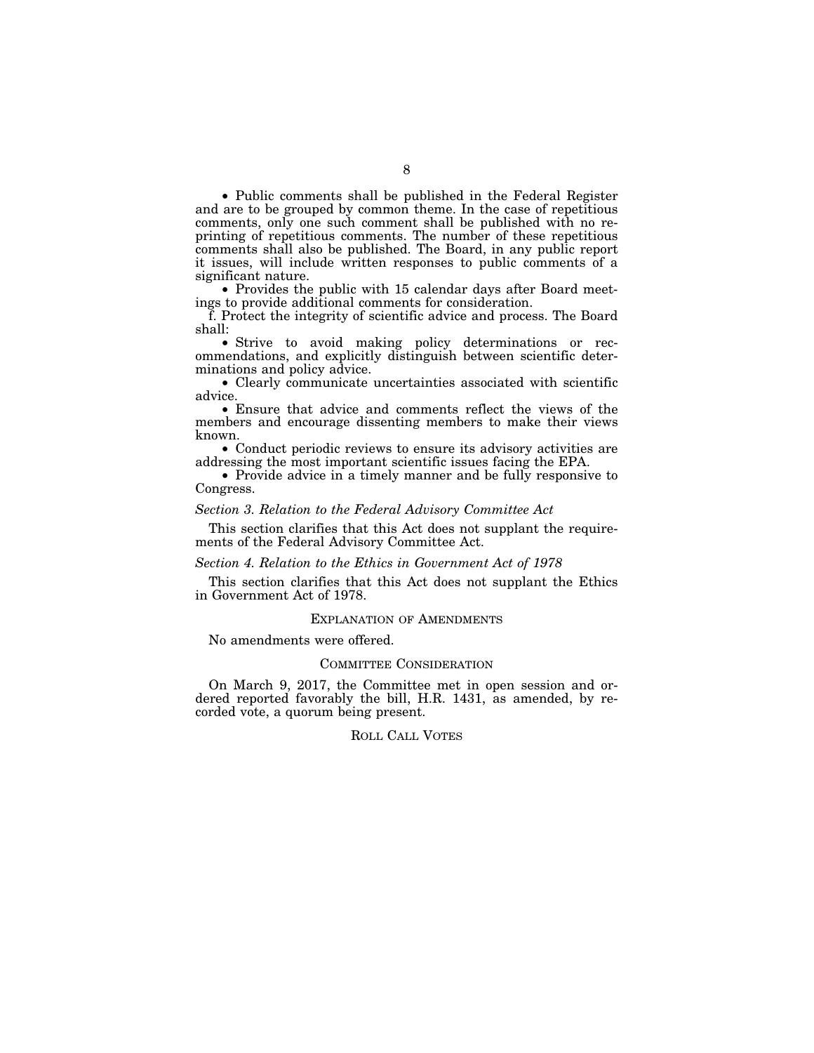- Public comments shall be published in the Federal Register and are to be grouped by common theme. In the case of repetitious comments, only one such comment shall be published with no reprinting of repetitious comments. The number of these repetitious comments shall also be published. The Board, in any public report it issues, will include written responses to public comments of a significant nature.
- Provides the public with 15 calendar days after Board meetings to provide additional comments for consideration.

f. Protect the integrity of scientific advice and process. The Board shall:

- Strive to avoid making policy determinations or recommendations, and explicitly distinguish between scientific determinations and policy advice.
- Clearly communicate uncertainties associated with scientific advice.
- Ensure that advice and comments reflect the views of the members and encourage dissenting members to make their views known.
- Conduct periodic reviews to ensure its advisory activities are addressing the most important scientific issues facing the EPA.
- Provide advice in a timely manner and be fully responsive to Congress.

*Section 3. Relation to the Federal Advisory Committee Act*

This section clarifies that this Act does not supplant the requirements of the Federal Advisory Committee Act.

*Section 4. Relation to the Ethics in Government Act of 1978*

This section clarifies that this Act does not supplant the Ethics in Government Act of 1978.

## EXPLANATION OF AMENDMENTS

No amendments were offered.

## COMMITTEE CONSIDERATION

On March 9, 2017, the Committee met in open session and ordered reported favorably the bill, H.R. 1431, as amended, by recorded vote, a quorum being present.

## ROLL CALL VOTES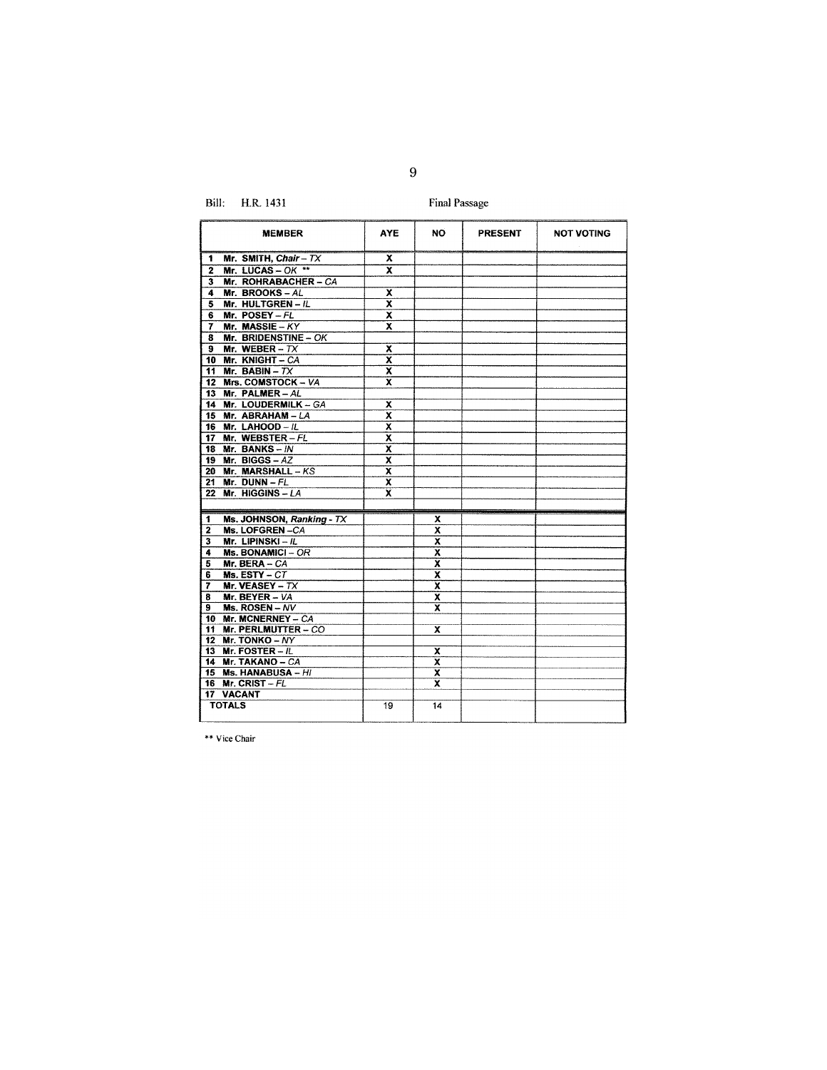Bill: H.R. 1431 Final Passage

| MEMBER | AYE | NO | PRESENT | NOT VOTING |
|---|---|---|---|---|
| 1 Mr. SMITH, *Chair* – *TX* | X | | | |
| 2 Mr. LUCAS – *OK* ** | X | | | |
| 3 Mr. ROHRABACHER – *CA* | | | | |
| 4 Mr. BROOKS – *AL* | X | | | |
| 5 Mr. HULTGREN – *IL* | X | | | |
| 6 Mr. POSEY – *FL* | X | | | |
| 7 Mr. MASSIE – *KY* | X | | | |
| 8 Mr. BRIDENSTINE – *OK* | | | | |
| 9 Mr. WEBER – *TX* | X | | | |
| 10 Mr. KNIGHT – *CA* | X | | | |
| 11 Mr. BABIN – *TX* | X | | | |
| 12 Mrs. COMSTOCK – *VA* | X | | | |
| 13 Mr. PALMER – *AL* | | | | |
| 14 Mr. LOUDERMILK – *GA* | X | | | |
| 15 Mr. ABRAHAM – *LA* | X | | | |
| 16 Mr. LAHOOD – *IL* | X | | | |
| 17 Mr. WEBSTER – *FL* | X | | | |
| 18 Mr. BANKS – *IN* | X | | | |
| 19 Mr. BIGGS – *AZ* | X | | | |
| 20 Mr. MARSHALL – *KS* | X | | | |
| 21 Mr. DUNN – *FL* | X | | | |
| 22 Mr. HIGGINS – *LA* | X | | | |
| | | | | |
| 1 Ms. JOHNSON, *Ranking* - *TX* | | X | | |
| 2 Ms. LOFGREN –*CA* | | X | | |
| 3 Mr. LIPINSKI – *IL* | | X | | |
| 4 Ms. BONAMICI – *OR* | | X | | |
| 5 Mr. BERA – *CA* | | X | | |
| 6 Ms. ESTY – *CT* | | X | | |
| 7 Mr. VEASEY – *TX* | | X | | |
| 8 Mr. BEYER – *VA* | | X | | |
| 9 Ms. ROSEN – *NV* | | X | | |
| 10 Mr. MCNERNEY – *CA* | | | | |
| 11 Mr. PERLMUTTER – *CO* | | X | | |
| 12 Mr. TONKO – *NY* | | | | |
| 13 Mr. FOSTER – *IL* | | X | | |
| 14 Mr. TAKANO – *CA* | | X | | |
| 15 Ms. HANABUSA – *HI* | | X | | |
| 16 Mr. CRIST – *FL* | | X | | |
| 17 VACANT | | | | |
| TOTALS | 19 | 14 | | |

** Vice Chair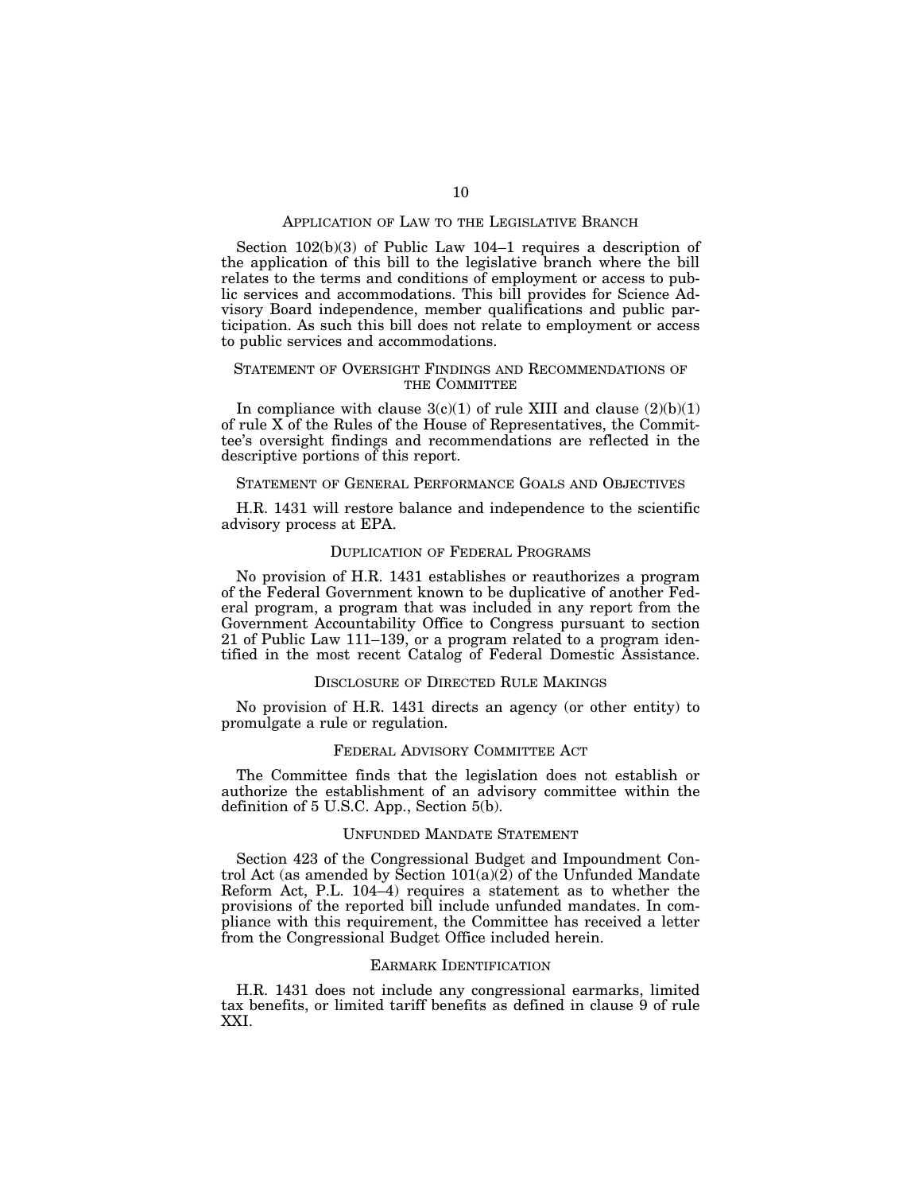## APPLICATION OF LAW TO THE LEGISLATIVE BRANCH

Section 102(b)(3) of Public Law 104–1 requires a description of the application of this bill to the legislative branch where the bill relates to the terms and conditions of employment or access to public services and accommodations. This bill provides for Science Advisory Board independence, member qualifications and public participation. As such this bill does not relate to employment or access to public services and accommodations.

## STATEMENT OF OVERSIGHT FINDINGS AND RECOMMENDATIONS OF THE COMMITTEE

In compliance with clause 3(c)(1) of rule XIII and clause (2)(b)(1) of rule X of the Rules of the House of Representatives, the Committee's oversight findings and recommendations are reflected in the descriptive portions of this report.

## STATEMENT OF GENERAL PERFORMANCE GOALS AND OBJECTIVES

H.R. 1431 will restore balance and independence to the scientific advisory process at EPA.

## DUPLICATION OF FEDERAL PROGRAMS

No provision of H.R. 1431 establishes or reauthorizes a program of the Federal Government known to be duplicative of another Federal program, a program that was included in any report from the Government Accountability Office to Congress pursuant to section 21 of Public Law 111–139, or a program related to a program identified in the most recent Catalog of Federal Domestic Assistance.

## DISCLOSURE OF DIRECTED RULE MAKINGS

No provision of H.R. 1431 directs an agency (or other entity) to promulgate a rule or regulation.

## FEDERAL ADVISORY COMMITTEE ACT

The Committee finds that the legislation does not establish or authorize the establishment of an advisory committee within the definition of 5 U.S.C. App., Section 5(b).

## UNFUNDED MANDATE STATEMENT

Section 423 of the Congressional Budget and Impoundment Control Act (as amended by Section 101(a)(2) of the Unfunded Mandate Reform Act, P.L. 104–4) requires a statement as to whether the provisions of the reported bill include unfunded mandates. In compliance with this requirement, the Committee has received a letter from the Congressional Budget Office included herein.

## EARMARK IDENTIFICATION

H.R. 1431 does not include any congressional earmarks, limited tax benefits, or limited tariff benefits as defined in clause 9 of rule XXI.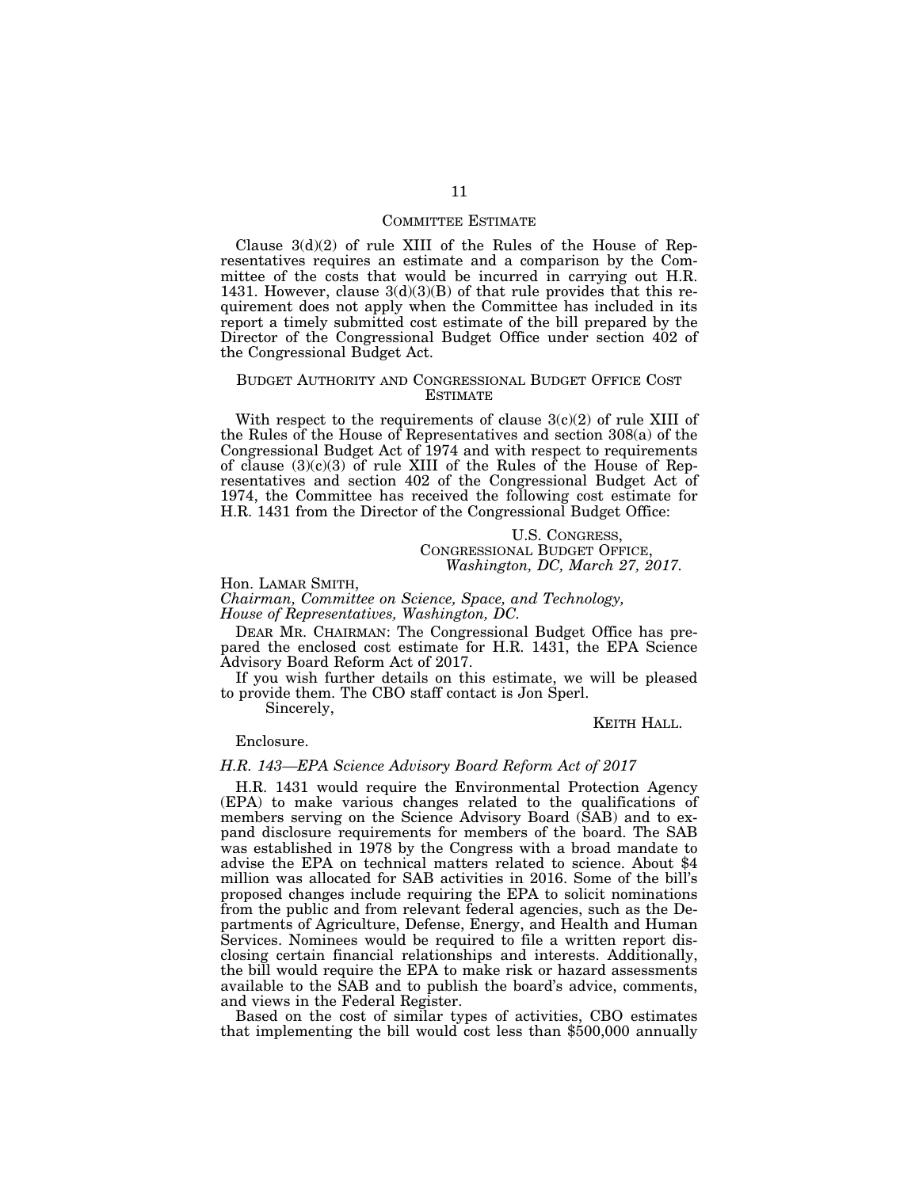## COMMITTEE ESTIMATE

Clause 3(d)(2) of rule XIII of the Rules of the House of Representatives requires an estimate and a comparison by the Committee of the costs that would be incurred in carrying out H.R. 1431. However, clause 3(d)(3)(B) of that rule provides that this requirement does not apply when the Committee has included in its report a timely submitted cost estimate of the bill prepared by the Director of the Congressional Budget Office under section 402 of the Congressional Budget Act.

## BUDGET AUTHORITY AND CONGRESSIONAL BUDGET OFFICE COST ESTIMATE

With respect to the requirements of clause 3(c)(2) of rule XIII of the Rules of the House of Representatives and section 308(a) of the Congressional Budget Act of 1974 and with respect to requirements of clause (3)(c)(3) of rule XIII of the Rules of the House of Representatives and section 402 of the Congressional Budget Act of 1974, the Committee has received the following cost estimate for H.R. 1431 from the Director of the Congressional Budget Office:

U.S. CONGRESS,
CONGRESSIONAL BUDGET OFFICE,
*Washington, DC, March 27, 2017.*

Hon. LAMAR SMITH,
*Chairman, Committee on Science, Space, and Technology, House of Representatives, Washington, DC.*

DEAR MR. CHAIRMAN: The Congressional Budget Office has prepared the enclosed cost estimate for H.R. 1431, the EPA Science Advisory Board Reform Act of 2017.

If you wish further details on this estimate, we will be pleased to provide them. The CBO staff contact is Jon Sperl.

Sincerely,

KEITH HALL.

Enclosure.

*H.R. 143—EPA Science Advisory Board Reform Act of 2017*

H.R. 1431 would require the Environmental Protection Agency (EPA) to make various changes related to the qualifications of members serving on the Science Advisory Board (SAB) and to expand disclosure requirements for members of the board. The SAB was established in 1978 by the Congress with a broad mandate to advise the EPA on technical matters related to science. About $4 million was allocated for SAB activities in 2016. Some of the bill's proposed changes include requiring the EPA to solicit nominations from the public and from relevant federal agencies, such as the Departments of Agriculture, Defense, Energy, and Health and Human Services. Nominees would be required to file a written report disclosing certain financial relationships and interests. Additionally, the bill would require the EPA to make risk or hazard assessments available to the SAB and to publish the board's advice, comments, and views in the Federal Register.

Based on the cost of similar types of activities, CBO estimates that implementing the bill would cost less than $500,000 annually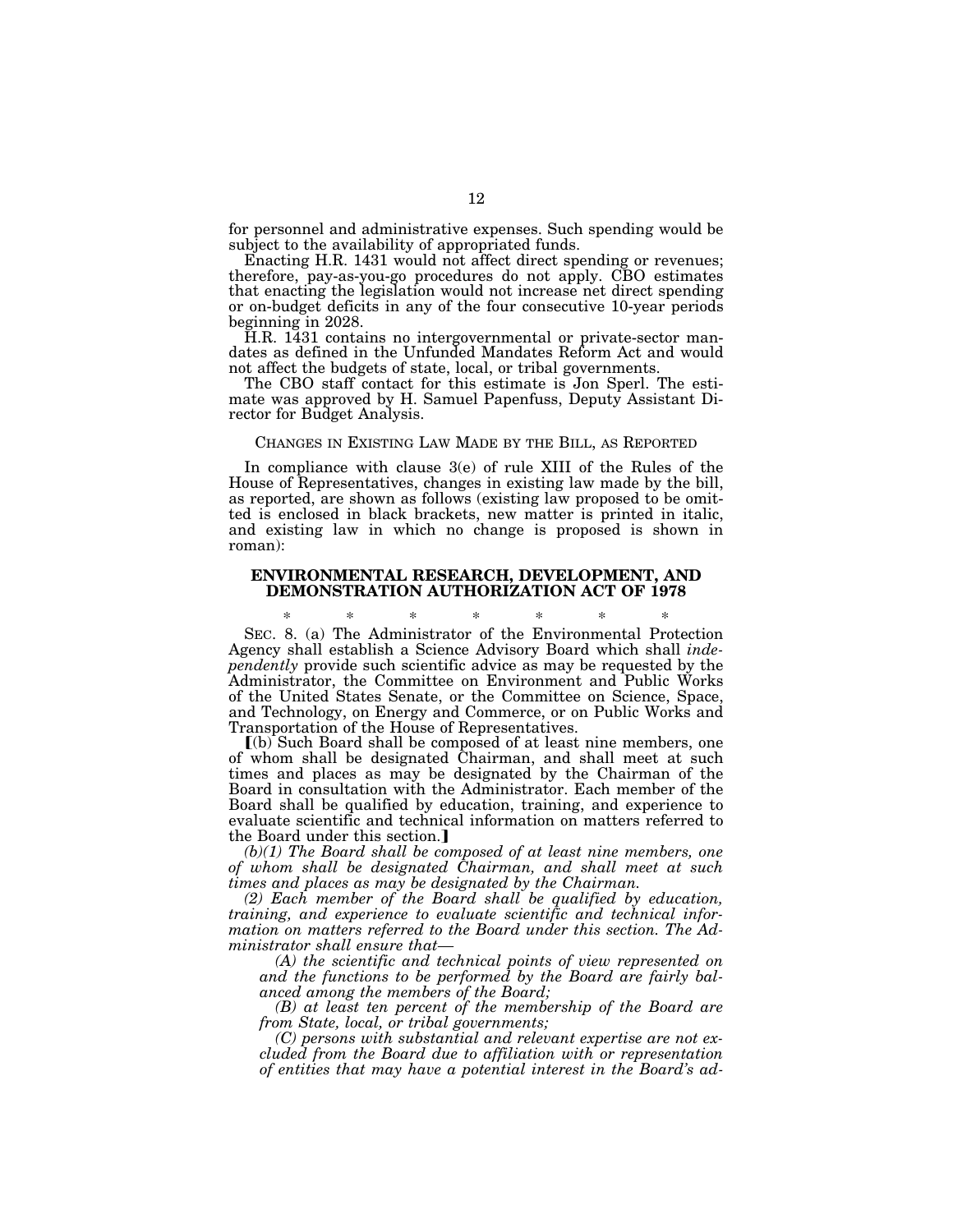for personnel and administrative expenses. Such spending would be subject to the availability of appropriated funds.

Enacting H.R. 1431 would not affect direct spending or revenues; therefore, pay-as-you-go procedures do not apply. CBO estimates that enacting the legislation would not increase net direct spending or on-budget deficits in any of the four consecutive 10-year periods beginning in 2028.

H.R. 1431 contains no intergovernmental or private-sector mandates as defined in the Unfunded Mandates Reform Act and would not affect the budgets of state, local, or tribal governments.

The CBO staff contact for this estimate is Jon Sperl. The estimate was approved by H. Samuel Papenfuss, Deputy Assistant Director for Budget Analysis.

CHANGES IN EXISTING LAW MADE BY THE BILL, AS REPORTED

In compliance with clause 3(e) of rule XIII of the Rules of the House of Representatives, changes in existing law made by the bill, as reported, are shown as follows (existing law proposed to be omitted is enclosed in black brackets, new matter is printed in italic, and existing law in which no change is proposed is shown in roman):

## ENVIRONMENTAL RESEARCH, DEVELOPMENT, AND DEMONSTRATION AUTHORIZATION ACT OF 1978

\* \* \* \* \* \* \*

SEC. 8. (a) The Administrator of the Environmental Protection Agency shall establish a Science Advisory Board which shall *independently* provide such scientific advice as may be requested by the Administrator, the Committee on Environment and Public Works of the United States Senate, or the Committee on Science, Space, and Technology, on Energy and Commerce, or on Public Works and Transportation of the House of Representatives.

⟦(b) Such Board shall be composed of at least nine members, one of whom shall be designated Chairman, and shall meet at such times and places as may be designated by the Chairman of the Board in consultation with the Administrator. Each member of the Board shall be qualified by education, training, and experience to evaluate scientific and technical information on matters referred to the Board under this section.⟧

*(b)(1) The Board shall be composed of at least nine members, one of whom shall be designated Chairman, and shall meet at such times and places as may be designated by the Chairman.*

*(2) Each member of the Board shall be qualified by education, training, and experience to evaluate scientific and technical information on matters referred to the Board under this section. The Administrator shall ensure that—*

*(A) the scientific and technical points of view represented on and the functions to be performed by the Board are fairly balanced among the members of the Board;*

*(B) at least ten percent of the membership of the Board are from State, local, or tribal governments;*

*(C) persons with substantial and relevant expertise are not excluded from the Board due to affiliation with or representation of entities that may have a potential interest in the Board's ad-*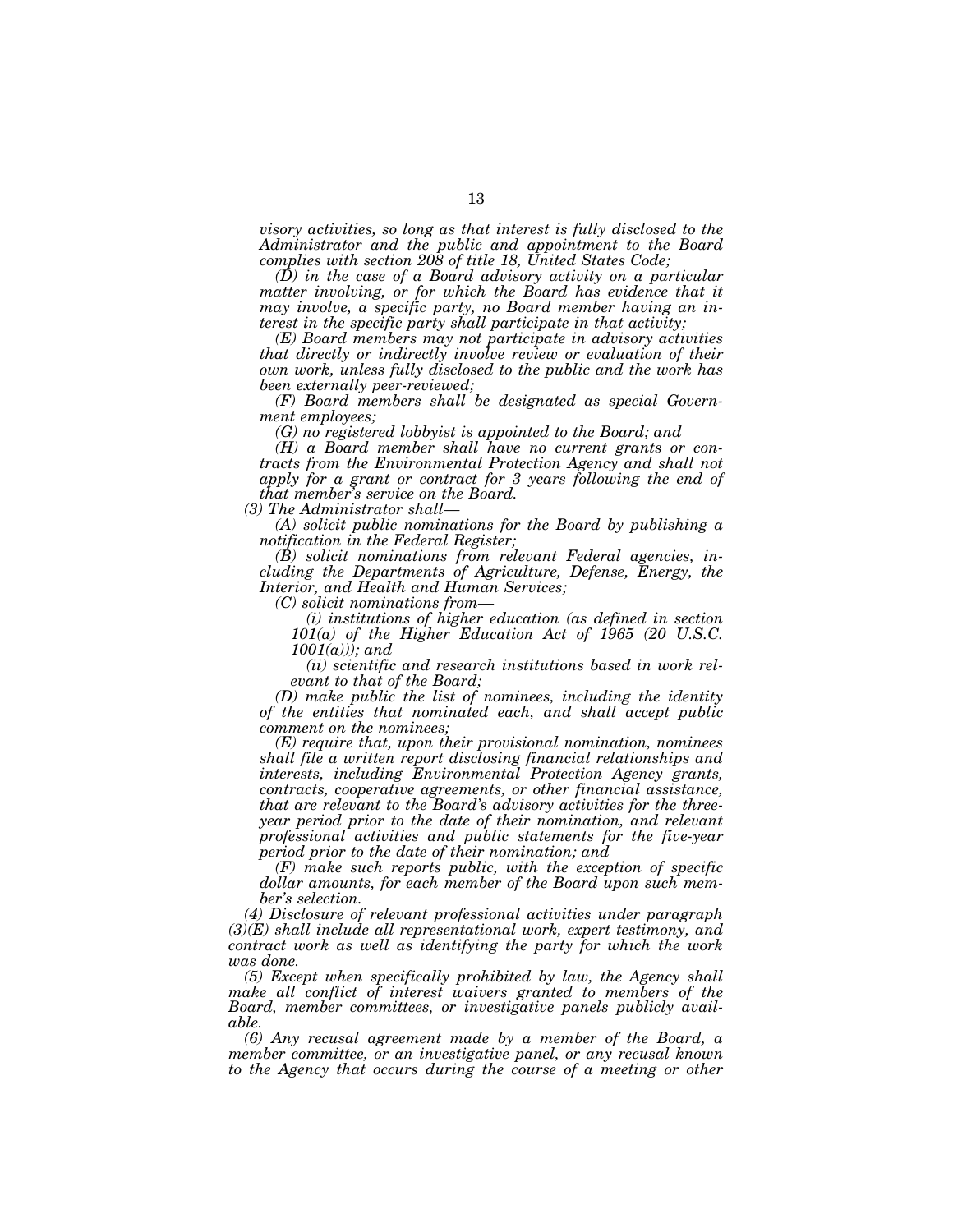*visory activities, so long as that interest is fully disclosed to the Administrator and the public and appointment to the Board complies with section 208 of title 18, United States Code;*

*(D) in the case of a Board advisory activity on a particular matter involving, or for which the Board has evidence that it may involve, a specific party, no Board member having an interest in the specific party shall participate in that activity;*

*(E) Board members may not participate in advisory activities that directly or indirectly involve review or evaluation of their own work, unless fully disclosed to the public and the work has been externally peer-reviewed;*

*(F) Board members shall be designated as special Government employees;*

*(G) no registered lobbyist is appointed to the Board; and*

*(H) a Board member shall have no current grants or contracts from the Environmental Protection Agency and shall not apply for a grant or contract for 3 years following the end of that member's service on the Board.*

*(3) The Administrator shall—*

*(A) solicit public nominations for the Board by publishing a notification in the Federal Register;*

*(B) solicit nominations from relevant Federal agencies, including the Departments of Agriculture, Defense, Energy, the Interior, and Health and Human Services;*

*(C) solicit nominations from—*

*(i) institutions of higher education (as defined in section 101(a) of the Higher Education Act of 1965 (20 U.S.C. 1001(a))); and*

*(ii) scientific and research institutions based in work relevant to that of the Board;*

*(D) make public the list of nominees, including the identity of the entities that nominated each, and shall accept public comment on the nominees;*

*(E) require that, upon their provisional nomination, nominees shall file a written report disclosing financial relationships and interests, including Environmental Protection Agency grants, contracts, cooperative agreements, or other financial assistance, that are relevant to the Board's advisory activities for the three-year period prior to the date of their nomination, and relevant professional activities and public statements for the five-year period prior to the date of their nomination; and*

*(F) make such reports public, with the exception of specific dollar amounts, for each member of the Board upon such member's selection.*

*(4) Disclosure of relevant professional activities under paragraph (3)(E) shall include all representational work, expert testimony, and contract work as well as identifying the party for which the work was done.*

*(5) Except when specifically prohibited by law, the Agency shall make all conflict of interest waivers granted to members of the Board, member committees, or investigative panels publicly available.*

*(6) Any recusal agreement made by a member of the Board, a member committee, or an investigative panel, or any recusal known to the Agency that occurs during the course of a meeting or other*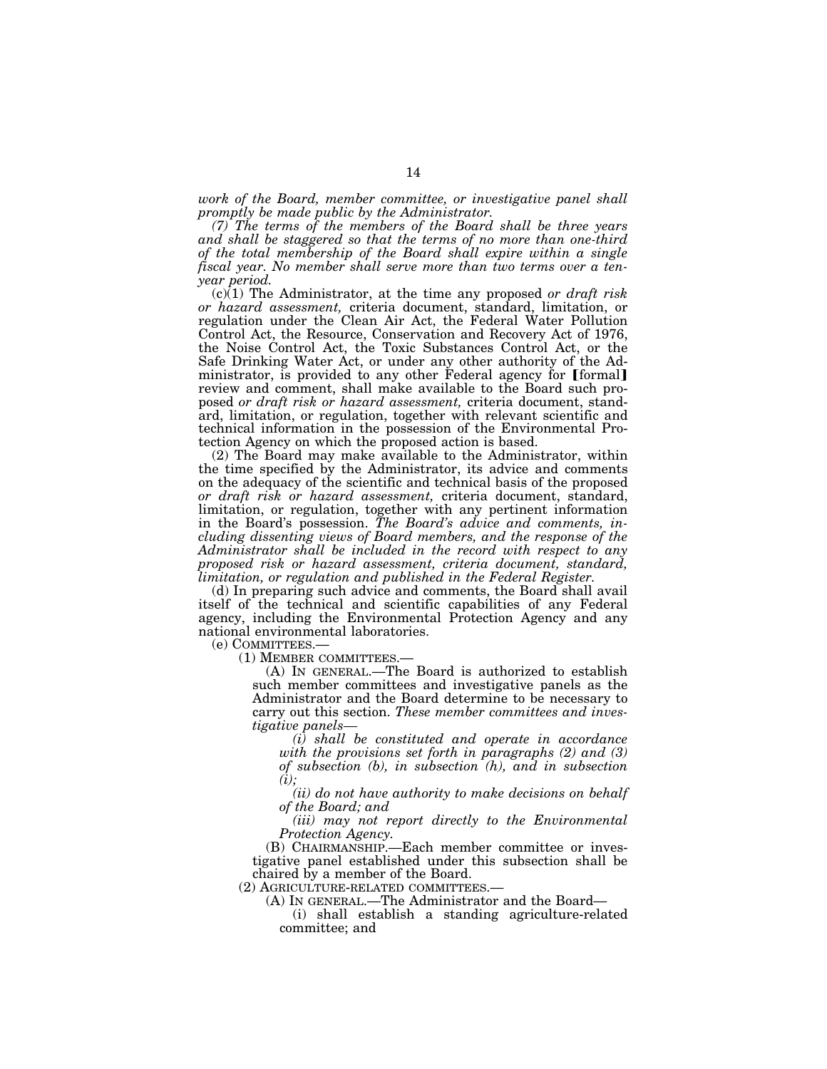*work of the Board, member committee, or investigative panel shall promptly be made public by the Administrator.*

*(7) The terms of the members of the Board shall be three years and shall be staggered so that the terms of no more than one-third of the total membership of the Board shall expire within a single fiscal year. No member shall serve more than two terms over a ten-year period.*

(c)(1) The Administrator, at the time any proposed *or draft risk or hazard assessment,* criteria document, standard, limitation, or regulation under the Clean Air Act, the Federal Water Pollution Control Act, the Resource, Conservation and Recovery Act of 1976, the Noise Control Act, the Toxic Substances Control Act, or the Safe Drinking Water Act, or under any other authority of the Administrator, is provided to any other Federal agency for ⟦formal⟧ review and comment, shall make available to the Board such proposed *or draft risk or hazard assessment,* criteria document, standard, limitation, or regulation, together with relevant scientific and technical information in the possession of the Environmental Protection Agency on which the proposed action is based.

(2) The Board may make available to the Administrator, within the time specified by the Administrator, its advice and comments on the adequacy of the scientific and technical basis of the proposed *or draft risk or hazard assessment,* criteria document, standard, limitation, or regulation, together with any pertinent information in the Board's possession. *The Board's advice and comments, including dissenting views of Board members, and the response of the Administrator shall be included in the record with respect to any proposed risk or hazard assessment, criteria document, standard, limitation, or regulation and published in the Federal Register.*

(d) In preparing such advice and comments, the Board shall avail itself of the technical and scientific capabilities of any Federal agency, including the Environmental Protection Agency and any national environmental laboratories.

(e) COMMITTEES.—

(1) MEMBER COMMITTEES.—

(A) IN GENERAL.—The Board is authorized to establish such member committees and investigative panels as the Administrator and the Board determine to be necessary to carry out this section. *These member committees and investigative panels—*

*(i) shall be constituted and operate in accordance with the provisions set forth in paragraphs (2) and (3) of subsection (b), in subsection (h), and in subsection (i);*

*(ii) do not have authority to make decisions on behalf of the Board; and*

*(iii) may not report directly to the Environmental Protection Agency.*

(B) CHAIRMANSHIP.—Each member committee or investigative panel established under this subsection shall be chaired by a member of the Board.

(2) AGRICULTURE-RELATED COMMITTEES.—

(A) IN GENERAL.—The Administrator and the Board—

(i) shall establish a standing agriculture-related committee; and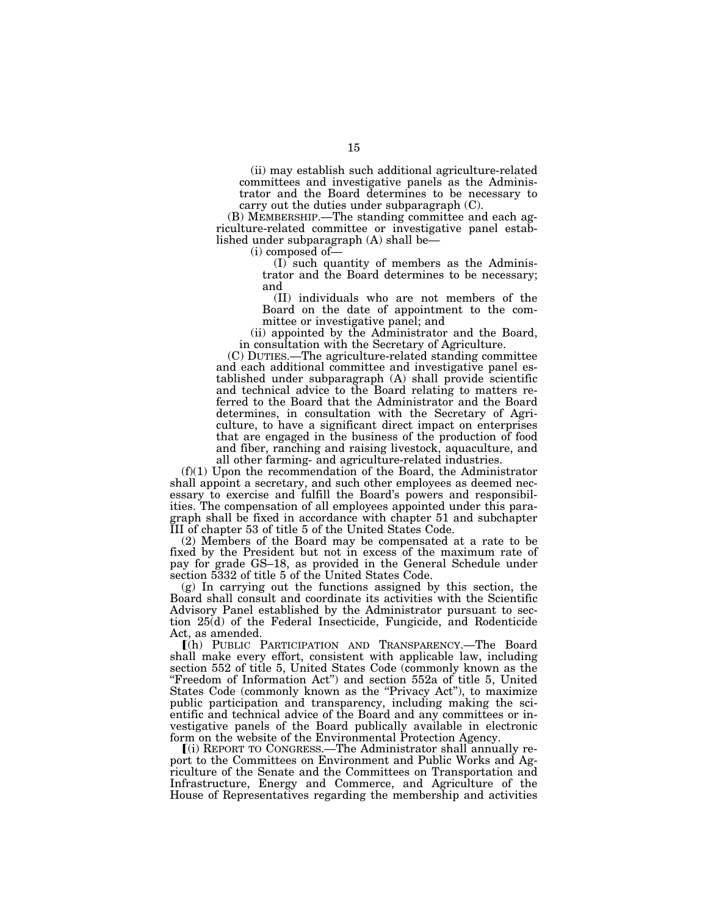(ii) may establish such additional agriculture-related committees and investigative panels as the Administrator and the Board determines to be necessary to carry out the duties under subparagraph (C).

(B) MEMBERSHIP.—The standing committee and each agriculture-related committee or investigative panel established under subparagraph (A) shall be—

(i) composed of—

(I) such quantity of members as the Administrator and the Board determines to be necessary; and

(II) individuals who are not members of the Board on the date of appointment to the committee or investigative panel; and

(ii) appointed by the Administrator and the Board, in consultation with the Secretary of Agriculture.

(C) DUTIES.—The agriculture-related standing committee and each additional committee and investigative panel established under subparagraph (A) shall provide scientific and technical advice to the Board relating to matters referred to the Board that the Administrator and the Board determines, in consultation with the Secretary of Agriculture, to have a significant direct impact on enterprises that are engaged in the business of the production of food and fiber, ranching and raising livestock, aquaculture, and all other farming- and agriculture-related industries.

(f)(1) Upon the recommendation of the Board, the Administrator shall appoint a secretary, and such other employees as deemed necessary to exercise and fulfill the Board's powers and responsibilities. The compensation of all employees appointed under this paragraph shall be fixed in accordance with chapter 51 and subchapter III of chapter 53 of title 5 of the United States Code.

(2) Members of the Board may be compensated at a rate to be fixed by the President but not in excess of the maximum rate of pay for grade GS–18, as provided in the General Schedule under section 5332 of title 5 of the United States Code.

(g) In carrying out the functions assigned by this section, the Board shall consult and coordinate its activities with the Scientific Advisory Panel established by the Administrator pursuant to section 25(d) of the Federal Insecticide, Fungicide, and Rodenticide Act, as amended.

⟦(h) PUBLIC PARTICIPATION AND TRANSPARENCY.—The Board shall make every effort, consistent with applicable law, including section 552 of title 5, United States Code (commonly known as the "Freedom of Information Act") and section 552a of title 5, United States Code (commonly known as the "Privacy Act"), to maximize public participation and transparency, including making the scientific and technical advice of the Board and any committees or investigative panels of the Board publically available in electronic form on the website of the Environmental Protection Agency.

⟦(i) REPORT TO CONGRESS.—The Administrator shall annually report to the Committees on Environment and Public Works and Agriculture of the Senate and the Committees on Transportation and Infrastructure, Energy and Commerce, and Agriculture of the House of Representatives regarding the membership and activities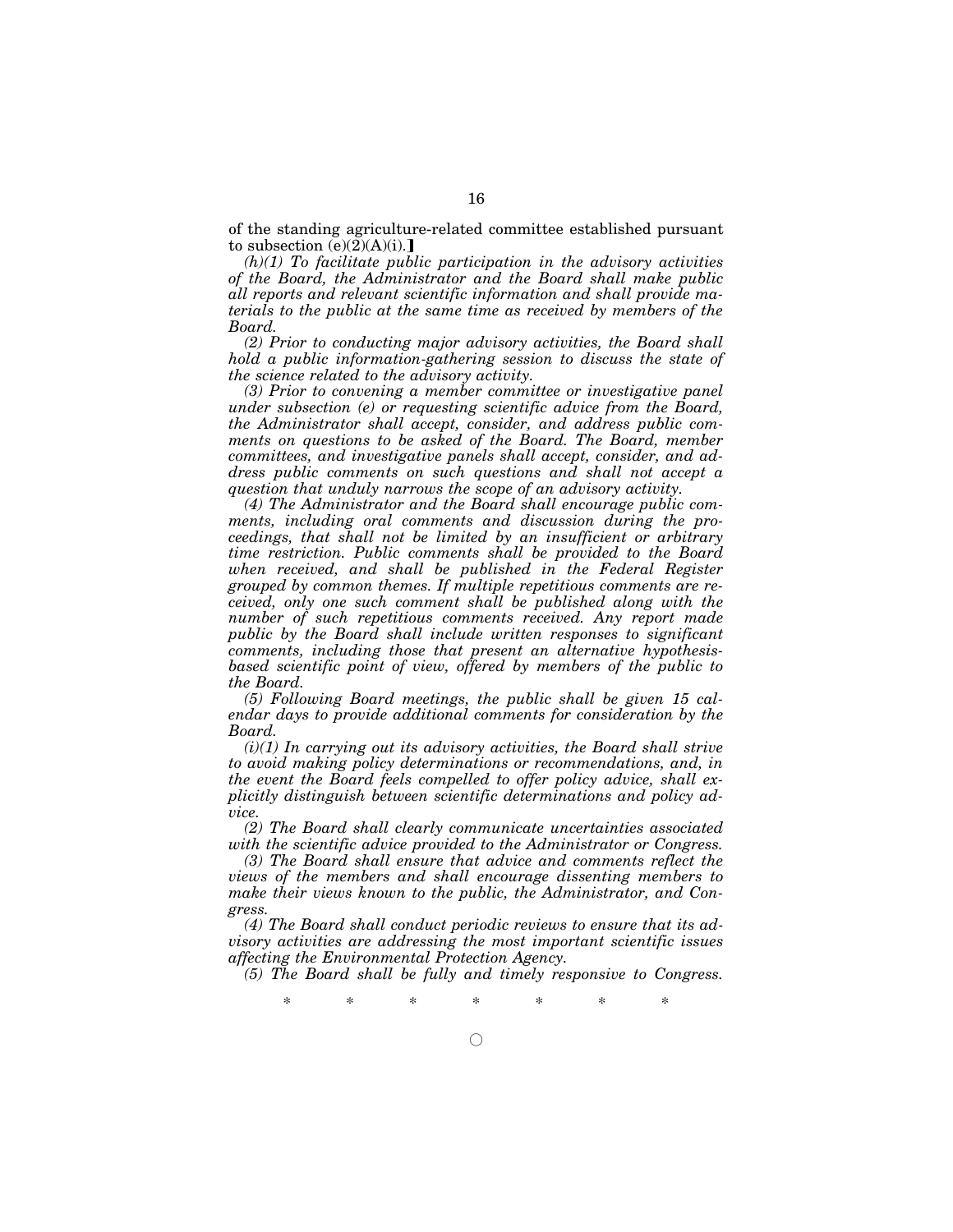of the standing agriculture-related committee established pursuant to subsection (e)(2)(A)(i).]

*(h)(1) To facilitate public participation in the advisory activities of the Board, the Administrator and the Board shall make public all reports and relevant scientific information and shall provide materials to the public at the same time as received by members of the Board.*

*(2) Prior to conducting major advisory activities, the Board shall hold a public information-gathering session to discuss the state of the science related to the advisory activity.*

*(3) Prior to convening a member committee or investigative panel under subsection (e) or requesting scientific advice from the Board, the Administrator shall accept, consider, and address public comments on questions to be asked of the Board. The Board, member committees, and investigative panels shall accept, consider, and address public comments on such questions and shall not accept a question that unduly narrows the scope of an advisory activity.*

*(4) The Administrator and the Board shall encourage public comments, including oral comments and discussion during the proceedings, that shall not be limited by an insufficient or arbitrary time restriction. Public comments shall be provided to the Board when received, and shall be published in the Federal Register grouped by common themes. If multiple repetitious comments are received, only one such comment shall be published along with the number of such repetitious comments received. Any report made public by the Board shall include written responses to significant comments, including those that present an alternative hypothesis-based scientific point of view, offered by members of the public to the Board.*

*(5) Following Board meetings, the public shall be given 15 calendar days to provide additional comments for consideration by the Board.*

*(i)(1) In carrying out its advisory activities, the Board shall strive to avoid making policy determinations or recommendations, and, in the event the Board feels compelled to offer policy advice, shall explicitly distinguish between scientific determinations and policy advice.*

*(2) The Board shall clearly communicate uncertainties associated with the scientific advice provided to the Administrator or Congress.*

*(3) The Board shall ensure that advice and comments reflect the views of the members and shall encourage dissenting members to make their views known to the public, the Administrator, and Congress.*

*(4) The Board shall conduct periodic reviews to ensure that its advisory activities are addressing the most important scientific issues affecting the Environmental Protection Agency.*

*(5) The Board shall be fully and timely responsive to Congress.*

\* \* \* \* \* \* \*